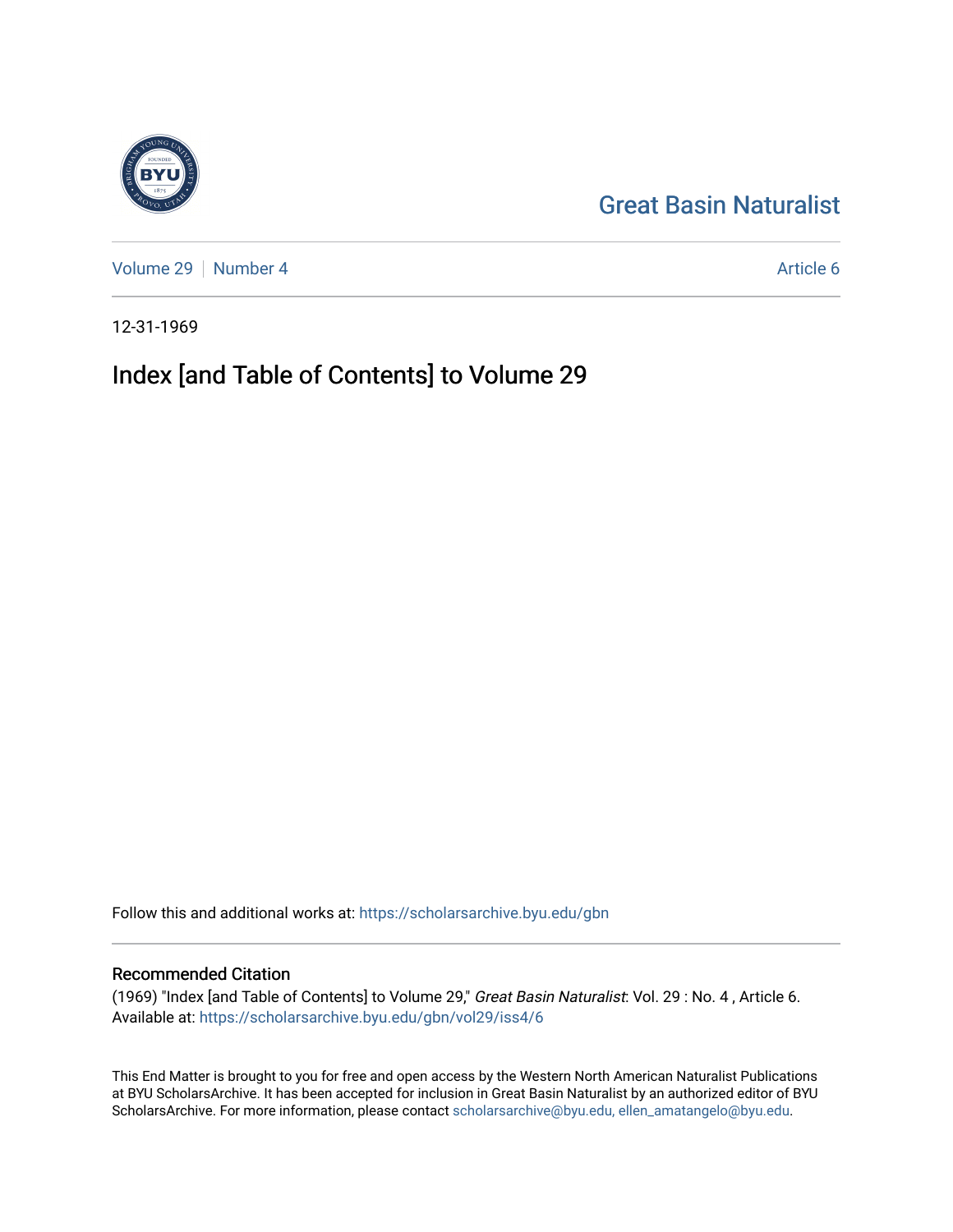Great Basin Naturalist

Volume 29 | Number 4 Article 6

12-31-1969

# Index [and Table of Contents] to Volume 29

Follow this and additional works at: https://scholarsarchive.byu.edu/gbn

## Recommended Citation

(1969) "Index [and Table of Contents] to Volume 29," *Great Basin Naturalist*: Vol. 29 : No. 4 , Article 6.
Available at: https://scholarsarchive.byu.edu/gbn/vol29/iss4/6

This End Matter is brought to you for free and open access by the Western North American Naturalist Publications at BYU ScholarsArchive. It has been accepted for inclusion in Great Basin Naturalist by an authorized editor of BYU ScholarsArchive. For more information, please contact scholarsarchive@byu.edu, ellen_amatangelo@byu.edu.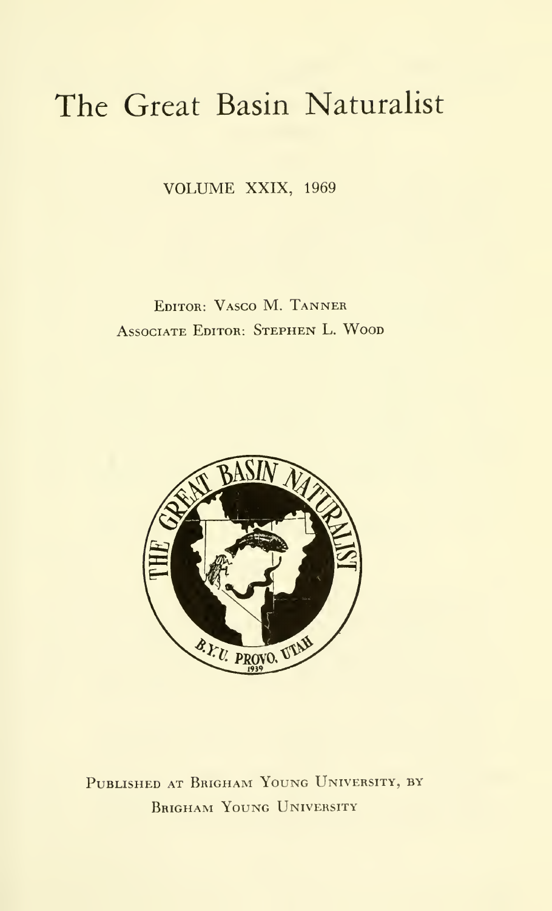# The Great Basin Naturalist

VOLUME XXIX, 1969

EDITOR: VASCO M. TANNER
ASSOCIATE EDITOR: STEPHEN L. WOOD

PUBLISHED AT BRIGHAM YOUNG UNIVERSITY, BY
BRIGHAM YOUNG UNIVERSITY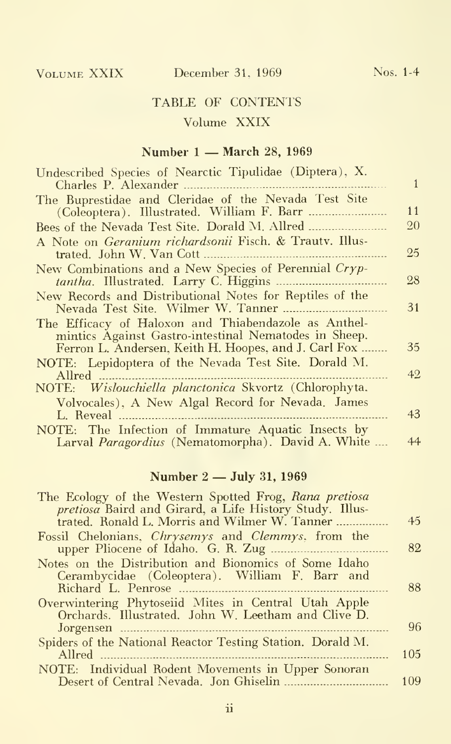Volume XXIX December 31, 1969 Nos. 1-4

# TABLE OF CONTENTS

## Volume XXIX

### Number 1 — March 28, 1969

| | |
|---|---|
| Undescribed Species of Nearctic Tipulidae (Diptera), X. Charles P. Alexander | 1 |
| The Buprestidae and Cleridae of the Nevada Test Site (Coleoptera). Illustrated. William F. Barr | 11 |
| Bees of the Nevada Test Site. Dorald M. Allred | 20 |
| A Note on *Geranium richardsonii* Fisch. & Trautv. Illustrated. John W. Van Cott | 25 |
| New Combinations and a New Species of Perennial *Cryptantha*. Illustrated. Larry C. Higgins | 28 |
| New Records and Distributional Notes for Reptiles of the Nevada Test Site. Wilmer W. Tanner | 31 |
| The Efficacy of Haloxon and Thiabendazole as Anthelmintics Against Gastro-intestinal Nematodes in Sheep. Ferron L. Andersen, Keith H. Hoopes, and J. Carl Fox | 35 |
| NOTE: Lepidoptera of the Nevada Test Site. Dorald M. Allred | 42 |
| NOTE: *Wislouchiella planctonica* Skvortz (Chlorophyta. Volvocales), A New Algal Record for Nevada. James L. Reveal | 43 |
| NOTE: The Infection of Immature Aquatic Insects by Larval *Paragordius* (Nematomorpha). David A. White | 44 |

### Number 2 — July 31, 1969

| | |
|---|---|
| The Ecology of the Western Spotted Frog, *Rana pretiosa pretiosa* Baird and Girard, a Life History Study. Illustrated. Ronald L. Morris and Wilmer W. Tanner | 45 |
| Fossil Chelonians, *Chrysemys* and *Clemmys*, from the upper Pliocene of Idaho. G. R. Zug | 82 |
| Notes on the Distribution and Bionomics of Some Idaho Cerambycidae (Coleoptera). William F. Barr and Richard L. Penrose | 88 |
| Overwintering Phytoseiid Mites in Central Utah Apple Orchards. Illustrated. John W. Leetham and Clive D. Jorgensen | 96 |
| Spiders of the National Reactor Testing Station. Dorald M. Allred | 105 |
| NOTE: Individual Rodent Movements in Upper Sonoran Desert of Central Nevada. Jon Ghiselin | 109 |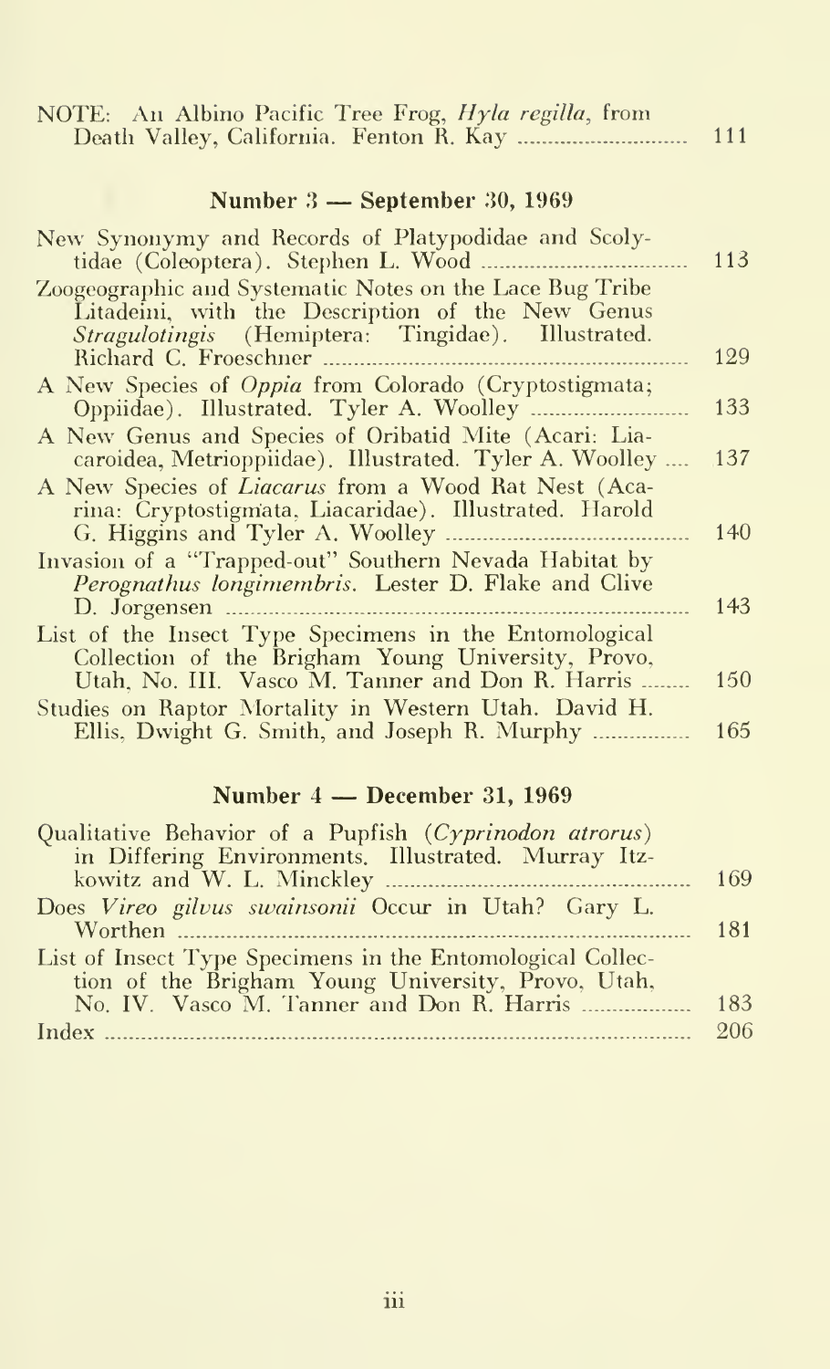NOTE: An Albino Pacific Tree Frog, *Hyla regilla*, from Death Valley, California. Fenton R. Kay ... 111

## Number 3 — September 30, 1969

New Synonymy and Records of Platypodidae and Scolytidae (Coleoptera). Stephen L. Wood ... 113

Zoogeographic and Systematic Notes on the Lace Bug Tribe Litadeini, with the Description of the New Genus *Stragulotingis* (Hemiptera: Tingidae). Illustrated. Richard C. Froeschner ... 129

A New Species of *Oppia* from Colorado (Cryptostigmata; Oppiidae). Illustrated. Tyler A. Woolley ... 133

A New Genus and Species of Oribatid Mite (Acari: Liacaroidea, Metrioppiidae). Illustrated. Tyler A. Woolley ... 137

A New Species of *Liacarus* from a Wood Rat Nest (Acarina: Cryptostigmata, Liacaridae). Illustrated. Harold G. Higgins and Tyler A. Woolley ... 140

Invasion of a "Trapped-out" Southern Nevada Habitat by *Perognathus longimembris*. Lester D. Flake and Clive D. Jorgensen ... 143

List of the Insect Type Specimens in the Entomological Collection of the Brigham Young University, Provo, Utah, No. III. Vasco M. Tanner and Don R. Harris ... 150

Studies on Raptor Mortality in Western Utah. David H. Ellis, Dwight G. Smith, and Joseph R. Murphy ... 165

## Number 4 — December 31, 1969

Qualitative Behavior of a Pupfish (*Cyprinodon atrorus*) in Differing Environments. Illustrated. Murray Itzkowitz and W. L. Minckley ... 169

Does *Vireo gilvus swainsonii* Occur in Utah? Gary L. Worthen ... 181

List of Insect Type Specimens in the Entomological Collection of the Brigham Young University, Provo, Utah, No. IV. Vasco M. Tanner and Don R. Harris ... 183

Index ... 206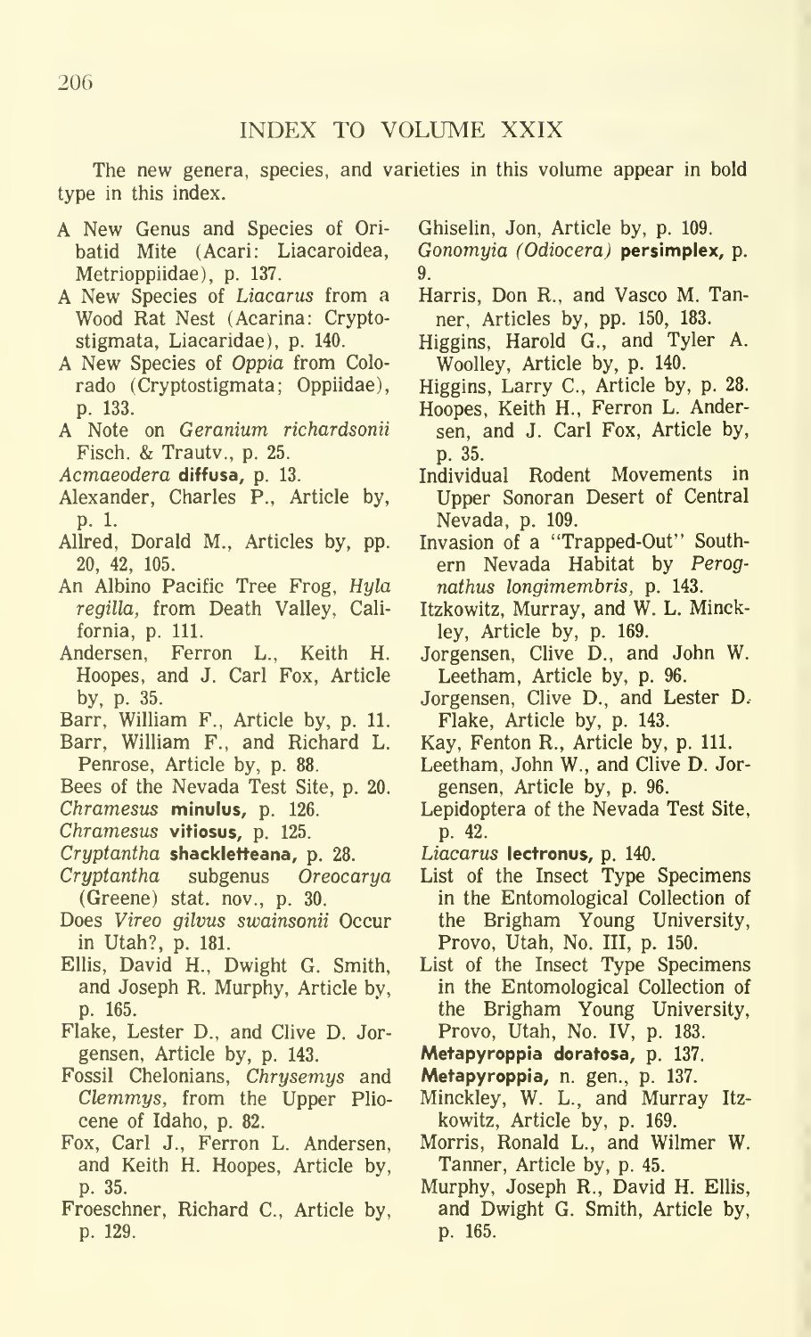## INDEX TO VOLUME XXIX

The new genera, species, and varieties in this volume appear in bold type in this index.

A New Genus and Species of Oribatid Mite (Acari: Liacaroidea, Metrioppiidae), p. 137.

A New Species of *Liacarus* from a Wood Rat Nest (Acarina: Cryptostigmata, Liacaridae), p. 140.

A New Species of *Oppia* from Colorado (Cryptostigmata; Oppiidae), p. 133.

A Note on *Geranium richardsonii* Fisch. & Trautv., p. 25.

*Acmaeodera* **diffusa**, p. 13.

Alexander, Charles P., Article by, p. 1.

Allred, Dorald M., Articles by, pp. 20, 42, 105.

An Albino Pacific Tree Frog, *Hyla regilla*, from Death Valley, California, p. 111.

Andersen, Ferron L., Keith H. Hoopes, and J. Carl Fox, Article by, p. 35.

Barr, William F., Article by, p. 11.

Barr, William F., and Richard L. Penrose, Article by, p. 88.

Bees of the Nevada Test Site, p. 20.

*Chramesus* **minulus**, p. 126.

*Chramesus* **vitiosus**, p. 125.

*Cryptantha* **shackletteana**, p. 28.

*Cryptantha* subgenus *Oreocarya* (Greene) stat. nov., p. 30.

Does *Vireo gilvus swainsonii* Occur in Utah?, p. 181.

Ellis, David H., Dwight G. Smith, and Joseph R. Murphy, Article by, p. 165.

Flake, Lester D., and Clive D. Jorgensen, Article by, p. 143.

Fossil Chelonians, *Chrysemys* and *Clemmys*, from the Upper Pliocene of Idaho, p. 82.

Fox, Carl J., Ferron L. Andersen, and Keith H. Hoopes, Article by, p. 35.

Froeschner, Richard C., Article by, p. 129.

Ghiselin, Jon, Article by, p. 109.

*Gonomyia (Odiocera)* **persimplex**, p. 9.

Harris, Don R., and Vasco M. Tanner, Articles by, pp. 150, 183.

Higgins, Harold G., and Tyler A. Woolley, Article by, p. 140.

Higgins, Larry C., Article by, p. 28.

Hoopes, Keith H., Ferron L. Andersen, and J. Carl Fox, Article by, p. 35.

Individual Rodent Movements in Upper Sonoran Desert of Central Nevada, p. 109.

Invasion of a "Trapped-Out" Southern Nevada Habitat by *Perognathus longimembris*, p. 143.

Itzkowitz, Murray, and W. L. Minckley, Article by, p. 169.

Jorgensen, Clive D., and John W. Leetham, Article by, p. 96.

Jorgensen, Clive D., and Lester D. Flake, Article by, p. 143.

Kay, Fenton R., Article by, p. 111.

Leetham, John W., and Clive D. Jorgensen, Article by, p. 96.

Lepidoptera of the Nevada Test Site, p. 42.

*Liacarus* **lectronus**, p. 140.

List of the Insect Type Specimens in the Entomological Collection of the Brigham Young University, Provo, Utah, No. III, p. 150.

List of the Insect Type Specimens in the Entomological Collection of the Brigham Young University, Provo, Utah, No. IV, p. 183.

**Metapyroppia doratosa**, p. 137.

**Metapyroppia**, n. gen., p. 137.

Minckley, W. L., and Murray Itzkowitz, Article by, p. 169.

Morris, Ronald L., and Wilmer W. Tanner, Article by, p. 45.

Murphy, Joseph R., David H. Ellis, and Dwight G. Smith, Article by, p. 165.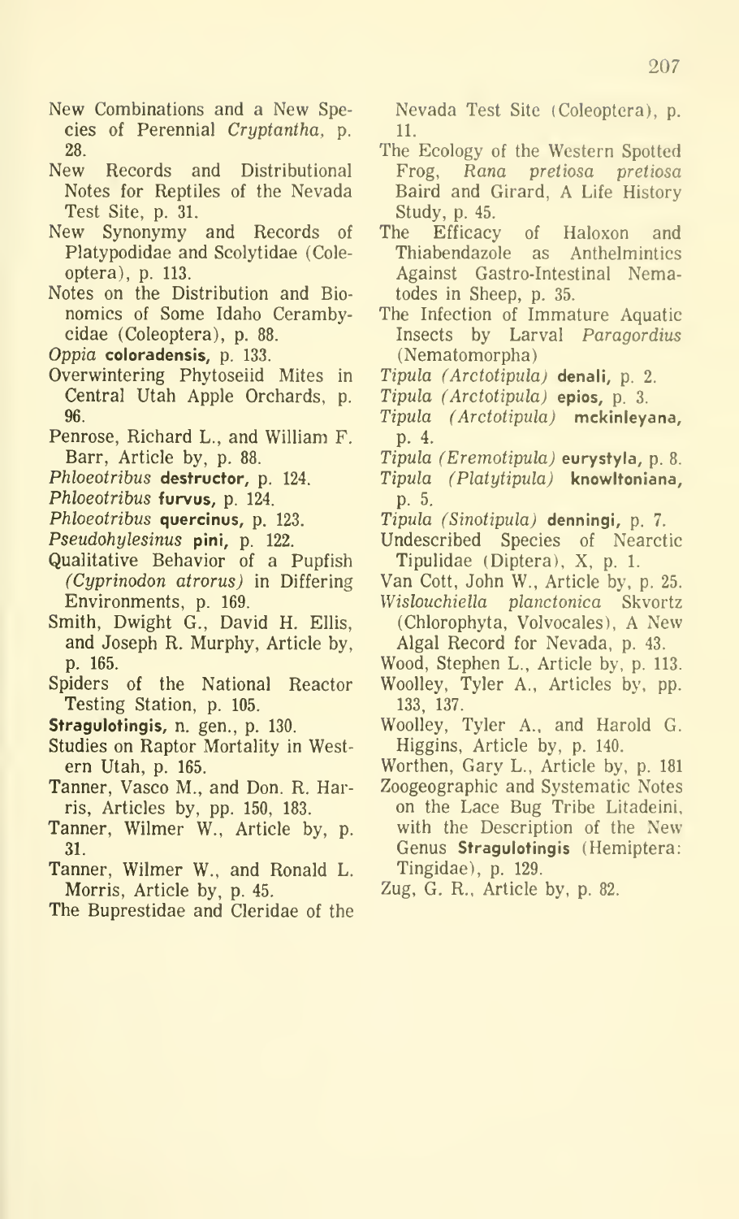New Combinations and a New Species of Perennial *Cryptantha*, p. 28.

New Records and Distributional Notes for Reptiles of the Nevada Test Site, p. 31.

New Synonymy and Records of Platypodidae and Scolytidae (Coleoptera), p. 113.

Notes on the Distribution and Bionomics of Some Idaho Cerambycidae (Coleoptera), p. 88.

*Oppia* **coloradensis,** p. 133.

Overwintering Phytoseiid Mites in Central Utah Apple Orchards, p. 96.

Penrose, Richard L., and William F. Barr, Article by, p. 88.

*Phloeotribus* **destructor,** p. 124.

*Phloeotribus* **furvus,** p. 124.

*Phloeotribus* **quercinus,** p. 123.

*Pseudohylesinus* **pini,** p. 122.

Qualitative Behavior of a Pupfish *(Cyprinodon atrorus)* in Differing Environments, p. 169.

Smith, Dwight G., David H. Ellis, and Joseph R. Murphy, Article by, p. 165.

Spiders of the National Reactor Testing Station, p. 105.

**Stragulotingis,** n. gen., p. 130.

Studies on Raptor Mortality in Western Utah, p. 165.

Tanner, Vasco M., and Don. R. Harris, Articles by, pp. 150, 183.

Tanner, Wilmer W., Article by, p. 31.

Tanner, Wilmer W., and Ronald L. Morris, Article by, p. 45.

The Buprestidae and Cleridae of the Nevada Test Site (Coleoptera), p. 11.

The Ecology of the Western Spotted Frog, *Rana pretiosa pretiosa* Baird and Girard, A Life History Study, p. 45.

The Efficacy of Haloxon and Thiabendazole as Anthelmintics Against Gastro-Intestinal Nematodes in Sheep, p. 35.

The Infection of Immature Aquatic Insects by Larval *Paragordius* (Nematomorpha)

*Tipula (Arctotipula)* **denali,** p. 2.

*Tipula (Arctotipula)* **epios,** p. 3.

*Tipula (Arctotipula)* **mckinleyana,** p. 4.

*Tipula (Eremotipula)* **eurystyla,** p. 8.

*Tipula (Platytipula)* **knowltoniana,** p. 5.

*Tipula (Sinotipula)* **denningi,** p. 7.

Undescribed Species of Nearctic Tipulidae (Diptera), X, p. 1.

Van Cott, John W., Article by, p. 25.

*Wislouchiella planctonica* Skvortz (Chlorophyta, Volvocales), A New Algal Record for Nevada, p. 43.

Wood, Stephen L., Article by, p. 113.

Woolley, Tyler A., Articles by, pp. 133, 137.

Woolley, Tyler A., and Harold G. Higgins, Article by, p. 140.

Worthen, Gary L., Article by, p. 181

Zoogeographic and Systematic Notes on the Lace Bug Tribe Litadeini, with the Description of the New Genus **Stragulotingis** (Hemiptera: Tingidae), p. 129.

Zug, G. R., Article by, p. 82.